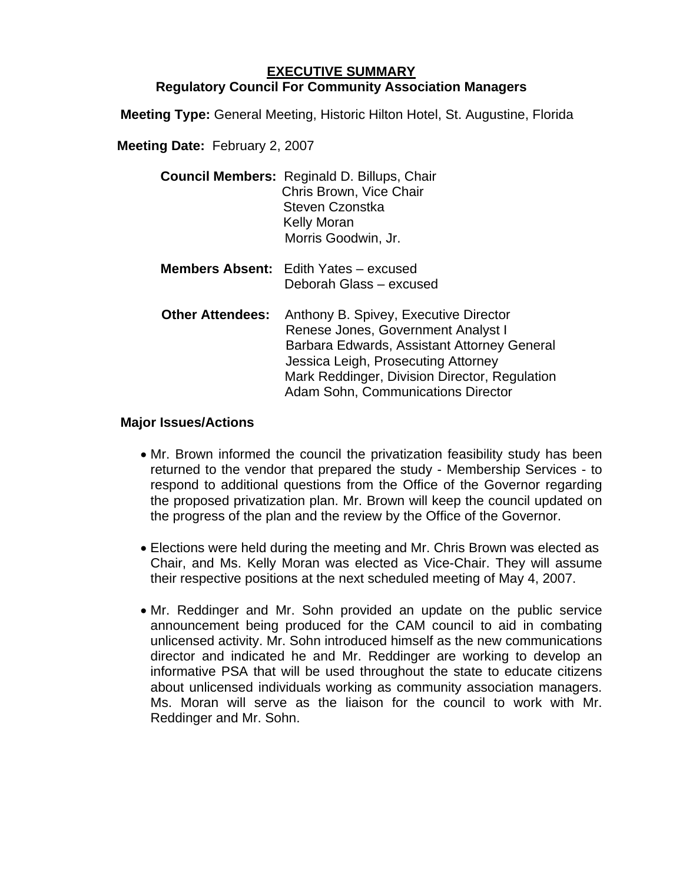# EXECUTIVE SUMMARY
## Regulatory Council For Community Association Managers

**Meeting Type:** General Meeting, Historic Hilton Hotel, St. Augustine, Florida

**Meeting Date:** February 2, 2007

**Council Members:** Reginald D. Billups, Chair
Chris Brown, Vice Chair
Steven Czonstka
Kelly Moran
Morris Goodwin, Jr.

**Members Absent:** Edith Yates – excused
Deborah Glass – excused

**Other Attendees:** Anthony B. Spivey, Executive Director
Renese Jones, Government Analyst I
Barbara Edwards, Assistant Attorney General
Jessica Leigh, Prosecuting Attorney
Mark Reddinger, Division Director, Regulation
Adam Sohn, Communications Director

**Major Issues/Actions**

- Mr. Brown informed the council the privatization feasibility study has been returned to the vendor that prepared the study - Membership Services - to respond to additional questions from the Office of the Governor regarding the proposed privatization plan. Mr. Brown will keep the council updated on the progress of the plan and the review by the Office of the Governor.

- Elections were held during the meeting and Mr. Chris Brown was elected as Chair, and Ms. Kelly Moran was elected as Vice-Chair. They will assume their respective positions at the next scheduled meeting of May 4, 2007.

- Mr. Reddinger and Mr. Sohn provided an update on the public service announcement being produced for the CAM council to aid in combating unlicensed activity. Mr. Sohn introduced himself as the new communications director and indicated he and Mr. Reddinger are working to develop an informative PSA that will be used throughout the state to educate citizens about unlicensed individuals working as community association managers. Ms. Moran will serve as the liaison for the council to work with Mr. Reddinger and Mr. Sohn.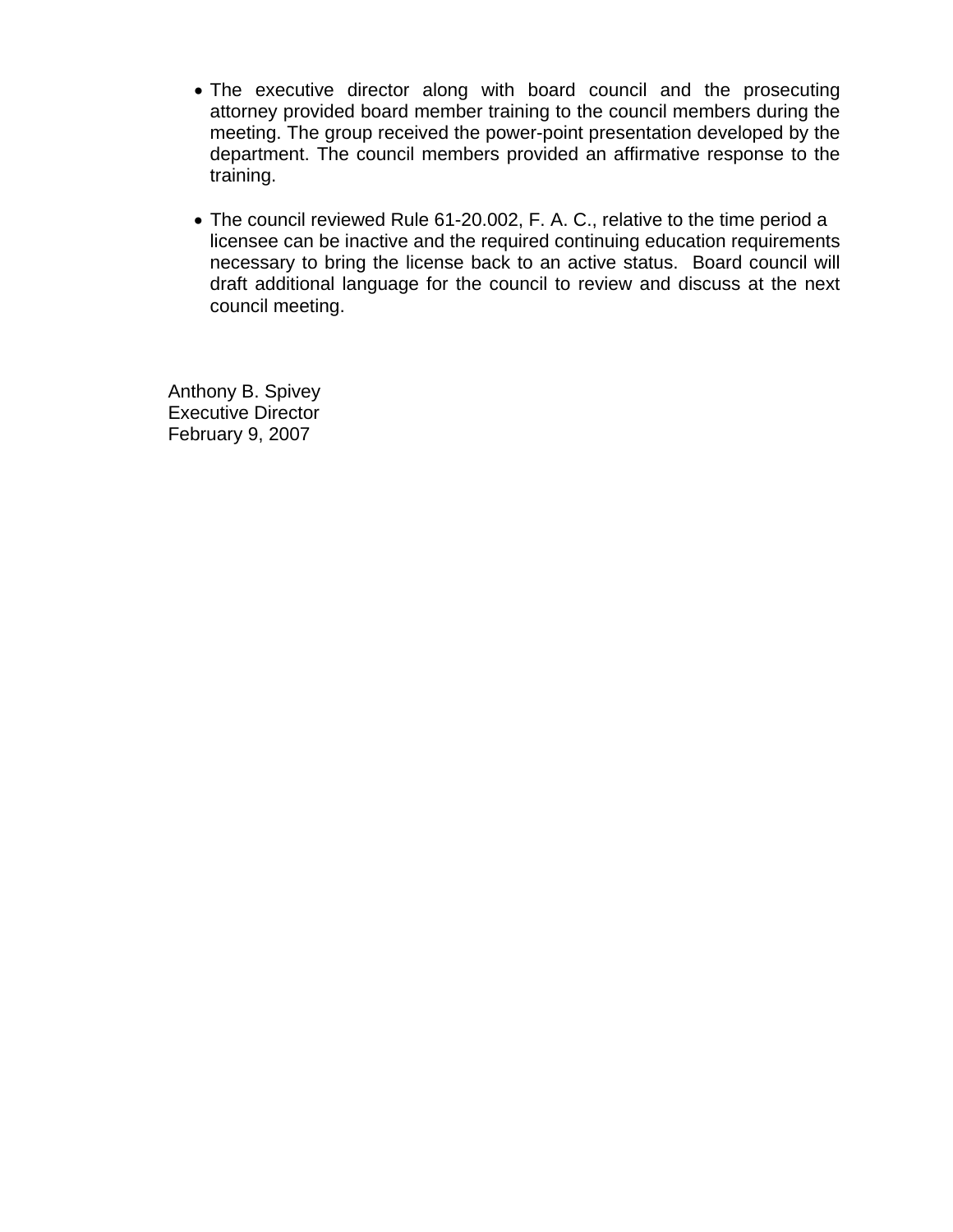- The executive director along with board council and the prosecuting attorney provided board member training to the council members during the meeting. The group received the power-point presentation developed by the department. The council members provided an affirmative response to the training.

- The council reviewed Rule 61-20.002, F. A. C., relative to the time period a licensee can be inactive and the required continuing education requirements necessary to bring the license back to an active status. Board council will draft additional language for the council to review and discuss at the next council meeting.

Anthony B. Spivey
Executive Director
February 9, 2007